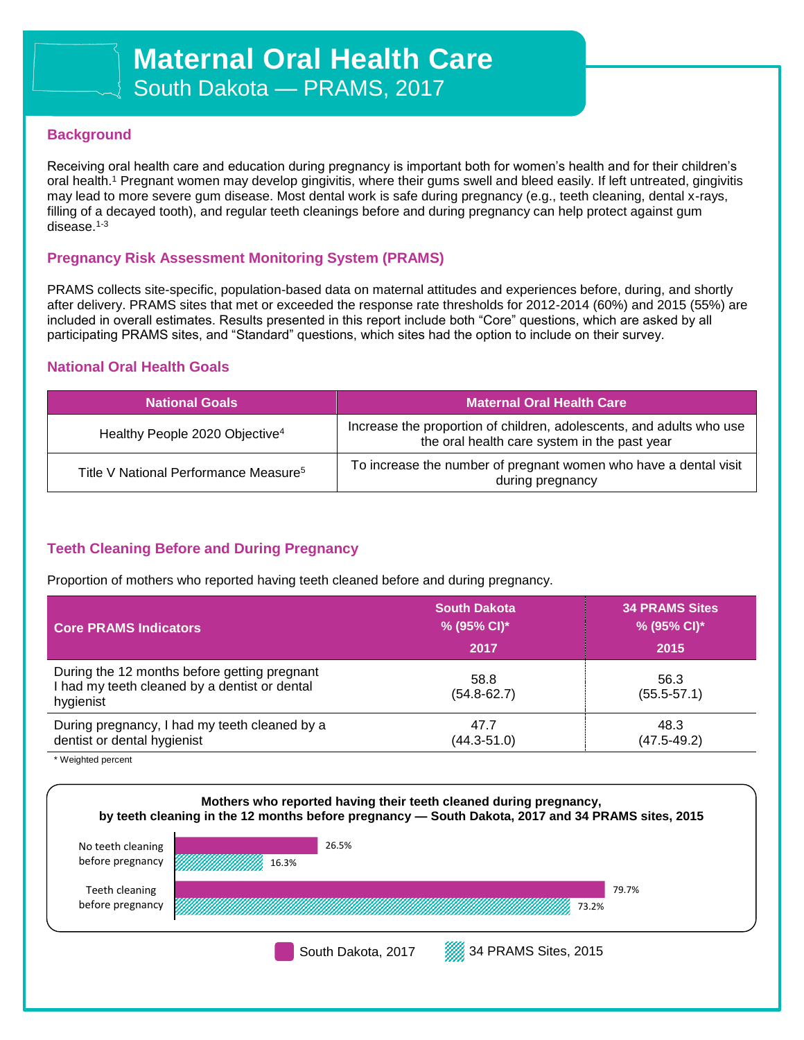# Maternal Oral Health Care

South Dakota — PRAMS, 2017

## Background

Receiving oral health care and education during pregnancy is important both for women's health and for their children's oral health.[1] Pregnant women may develop gingivitis, where their gums swell and bleed easily. If left untreated, gingivitis may lead to more severe gum disease. Most dental work is safe during pregnancy (e.g., teeth cleaning, dental x-rays, filling of a decayed tooth), and regular teeth cleanings before and during pregnancy can help protect against gum disease.[1-3]

## Pregnancy Risk Assessment Monitoring System (PRAMS)

PRAMS collects site-specific, population-based data on maternal attitudes and experiences before, during, and shortly after delivery. PRAMS sites that met or exceeded the response rate thresholds for 2012-2014 (60%) and 2015 (55%) are included in overall estimates. Results presented in this report include both "Core" questions, which are asked by all participating PRAMS sites, and "Standard" questions, which sites had the option to include on their survey.

## National Oral Health Goals

| National Goals | Maternal Oral Health Care |
|---|---|
| Healthy People 2020 Objective[4] | Increase the proportion of children, adolescents, and adults who use the oral health care system in the past year |
| Title V National Performance Measure[5] | To increase the number of pregnant women who have a dental visit during pregnancy |

## Teeth Cleaning Before and During Pregnancy

Proportion of mothers who reported having teeth cleaned before and during pregnancy.

| Core PRAMS Indicators | South Dakota % (95% CI)* 2017 | 34 PRAMS Sites % (95% CI)* 2015 |
|---|---|---|
| During the 12 months before getting pregnant I had my teeth cleaned by a dentist or dental hygienist | 58.8 (54.8-62.7) | 56.3 (55.5-57.1) |
| During pregnancy, I had my teeth cleaned by a dentist or dental hygienist | 47.7 (44.3-51.0) | 48.3 (47.5-49.2) |

\* Weighted percent

**Mothers who reported having their teeth cleaned during pregnancy, by teeth cleaning in the 12 months before pregnancy — South Dakota, 2017 and 34 PRAMS sites, 2015**

| | South Dakota, 2017 | 34 PRAMS Sites, 2015 |
|---|---|---|
| No teeth cleaning before pregnancy | 26.5% | 16.3% |
| Teeth cleaning before pregnancy | 79.7% | 73.2% |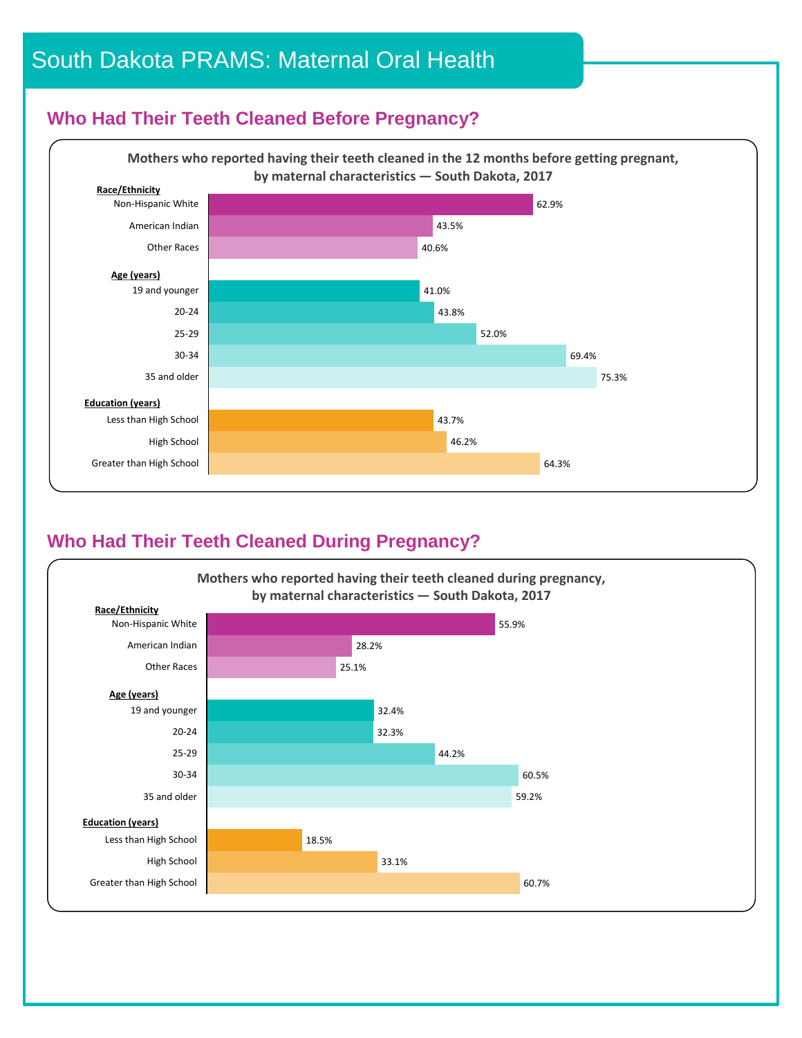# South Dakota PRAMS: Maternal Oral Health

## Who Had Their Teeth Cleaned Before Pregnancy?

**Mothers who reported having their teeth cleaned in the 12 months before getting pregnant, by maternal characteristics — South Dakota, 2017**

| Characteristic | Percent |
|---|---|
| **Race/Ethnicity** | |
| Non-Hispanic White | 62.9% |
| American Indian | 43.5% |
| Other Races | 40.6% |
| **Age (years)** | |
| 19 and younger | 41.0% |
| 20-24 | 43.8% |
| 25-29 | 52.0% |
| 30-34 | 69.4% |
| 35 and older | 75.3% |
| **Education (years)** | |
| Less than High School | 43.7% |
| High School | 46.2% |
| Greater than High School | 64.3% |

## Who Had Their Teeth Cleaned During Pregnancy?

**Mothers who reported having their teeth cleaned during pregnancy, by maternal characteristics — South Dakota, 2017**

| Characteristic | Percent |
|---|---|
| **Race/Ethnicity** | |
| Non-Hispanic White | 55.9% |
| American Indian | 28.2% |
| Other Races | 25.1% |
| **Age (years)** | |
| 19 and younger | 32.4% |
| 20-24 | 32.3% |
| 25-29 | 44.2% |
| 30-34 | 60.5% |
| 35 and older | 59.2% |
| **Education (years)** | |
| Less than High School | 18.5% |
| High School | 33.1% |
| Greater than High School | 60.7% |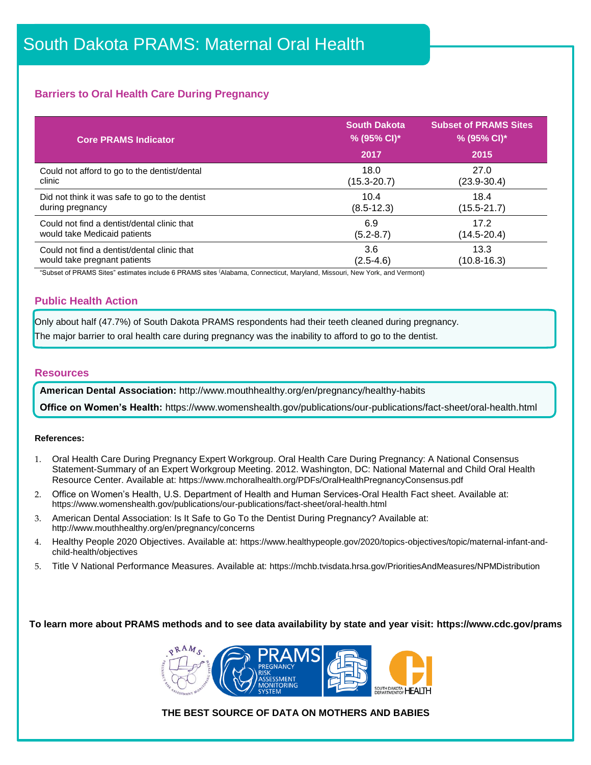# South Dakota PRAMS: Maternal Oral Health

## Barriers to Oral Health Care During Pregnancy

| Core PRAMS Indicator | South Dakota % (95% CI)* 2017 | Subset of PRAMS Sites % (95% CI)* 2015 |
|---|---|---|
| Could not afford to go to the dentist/dental clinic | 18.0 (15.3-20.7) | 27.0 (23.9-30.4) |
| Did not think it was safe to go to the dentist during pregnancy | 10.4 (8.5-12.3) | 18.4 (15.5-21.7) |
| Could not find a dentist/dental clinic that would take Medicaid patients | 6.9 (5.2-8.7) | 17.2 (14.5-20.4) |
| Could not find a dentist/dental clinic that would take pregnant patients | 3.6 (2.5-4.6) | 13.3 (10.8-16.3) |

"Subset of PRAMS Sites" estimates include 6 PRAMS sites (Alabama, Connecticut, Maryland, Missouri, New York, and Vermont)

## Public Health Action

Only about half (47.7%) of South Dakota PRAMS respondents had their teeth cleaned during pregnancy.

The major barrier to oral health care during pregnancy was the inability to afford to go to the dentist.

## Resources

**American Dental Association:** http://www.mouthhealthy.org/en/pregnancy/healthy-habits

**Office on Women's Health:** https://www.womenshealth.gov/publications/our-publications/fact-sheet/oral-health.html

**References:**

1. Oral Health Care During Pregnancy Expert Workgroup. Oral Health Care During Pregnancy: A National Consensus Statement-Summary of an Expert Workgroup Meeting. 2012. Washington, DC: National Maternal and Child Oral Health Resource Center. Available at: https://www.mchoralhealth.org/PDFs/OralHealthPregnancyConsensus.pdf
2. Office on Women's Health, U.S. Department of Health and Human Services-Oral Health Fact sheet. Available at: https://www.womenshealth.gov/publications/our-publications/fact-sheet/oral-health.html
3. American Dental Association: Is It Safe to Go To the Dentist During Pregnancy? Available at: http://www.mouthhealthy.org/en/pregnancy/concerns
4. Healthy People 2020 Objectives. Available at: https://www.healthypeople.gov/2020/topics-objectives/topic/maternal-infant-and-child-health/objectives
5. Title V National Performance Measures. Available at: https://mchb.tvisdata.hrsa.gov/PrioritiesAndMeasures/NPMDistribution

**To learn more about PRAMS methods and to see data availability by state and year visit: https://www.cdc.gov/prams**

**THE BEST SOURCE OF DATA ON MOTHERS AND BABIES**